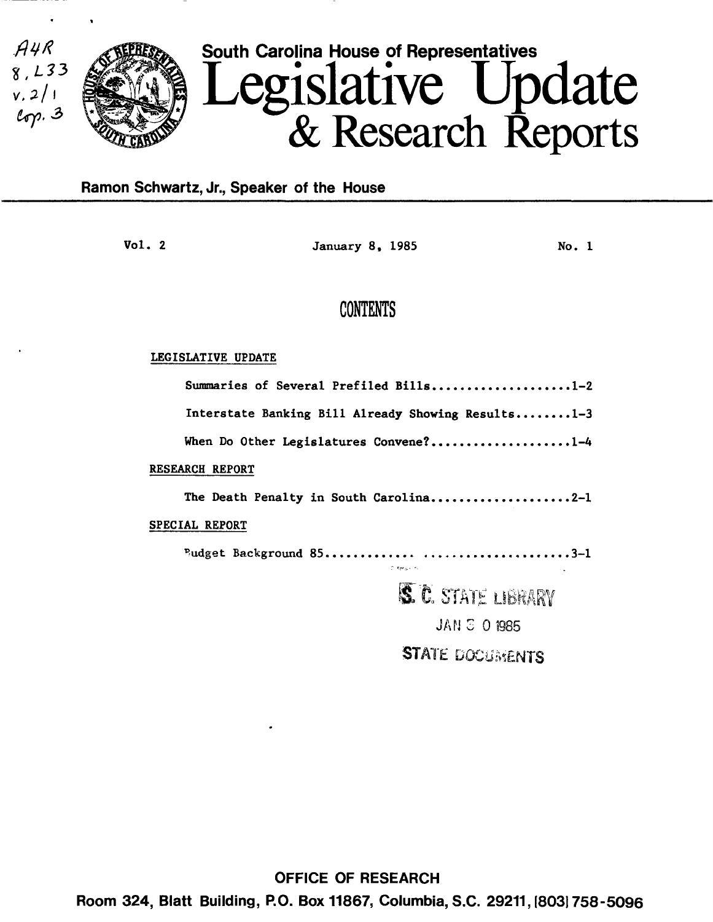South Carolina House of Representatives

# Legislative Update & Research Reports

**Ramon Schwartz, Jr., Speaker of the House**

Vol. 2 | January 8, 1985 | No. 1

## CONTENTS

LEGISLATIVE UPDATE

- Summaries of Several Prefiled Bills....................1-2
- Interstate Banking Bill Already Showing Results........1-3
- When Do Other Legislatures Convene?....................1-4

RESEARCH REPORT

- The Death Penalty in South Carolina....................2-1

SPECIAL REPORT

- Budget Background 85...................................3-1

S. C. STATE LIBRARY
JAN 30 1985
STATE DOCUMENTS

**OFFICE OF RESEARCH**

**Room 324, Blatt Building, P.O. Box 11867, Columbia, S.C. 29211, (803) 758-5096**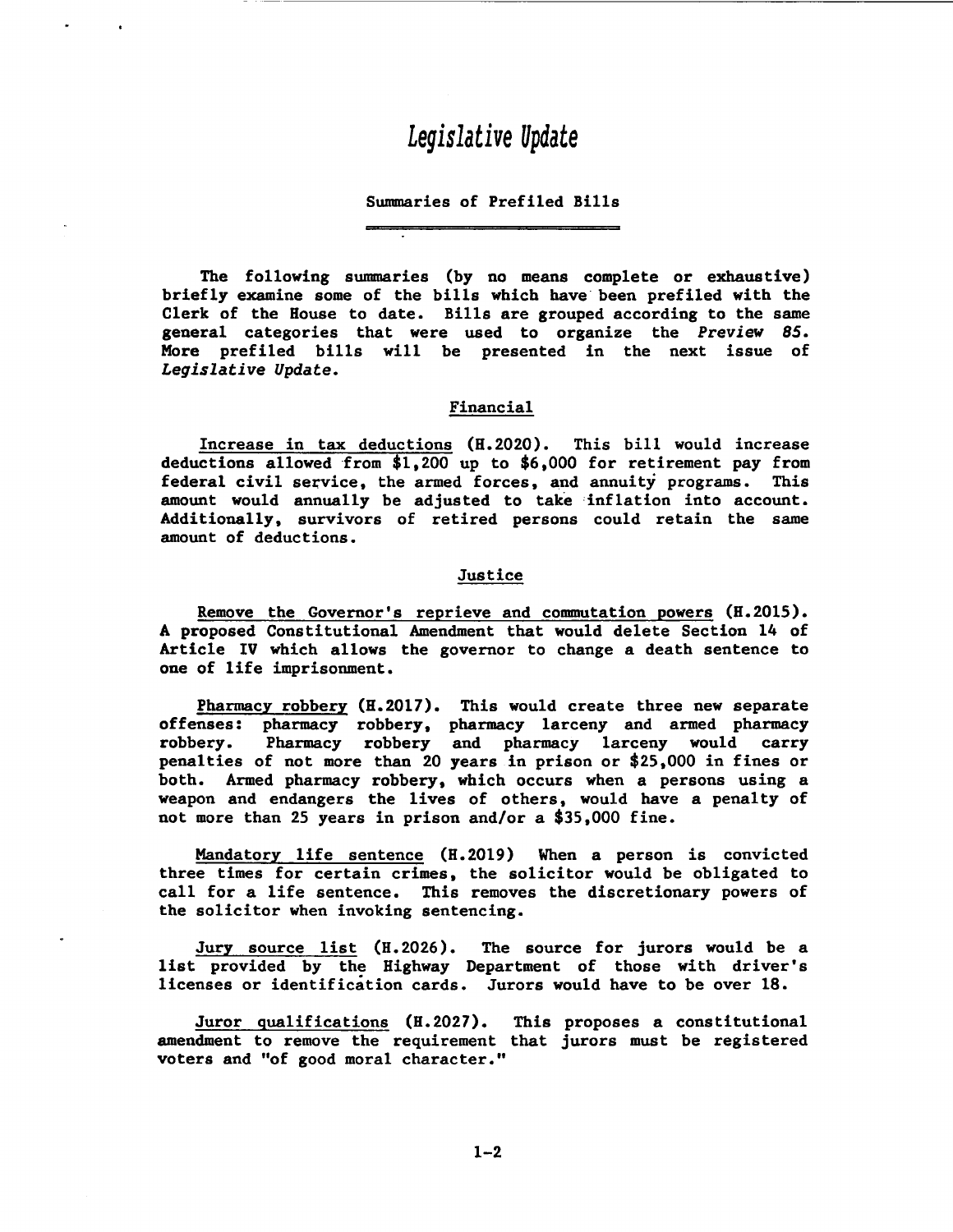# *Legislative Update*

## Summaries of Prefiled Bills

The following summaries (by no means complete or exhaustive) briefly examine some of the bills which have been prefiled with the Clerk of the House to date. Bills are grouped according to the same general categories that were used to organize the *Preview 85*. More prefiled bills will be presented in the next issue of *Legislative Update*.

### Financial

Increase in tax deductions (H.2020). This bill would increase deductions allowed from $1,200 up to $6,000 for retirement pay from federal civil service, the armed forces, and annuity programs. This amount would annually be adjusted to take inflation into account. Additionally, survivors of retired persons could retain the same amount of deductions.

### Justice

Remove the Governor's reprieve and commutation powers (H.2015). A proposed Constitutional Amendment that would delete Section 14 of Article IV which allows the governor to change a death sentence to one of life imprisonment.

Pharmacy robbery (H.2017). This would create three new separate offenses: pharmacy robbery, pharmacy larceny and armed pharmacy robbery. Pharmacy robbery and pharmacy larceny would carry penalties of not more than 20 years in prison or $25,000 in fines or both. Armed pharmacy robbery, which occurs when a persons using a weapon and endangers the lives of others, would have a penalty of not more than 25 years in prison and/or a $35,000 fine.

Mandatory life sentence (H.2019) When a person is convicted three times for certain crimes, the solicitor would be obligated to call for a life sentence. This removes the discretionary powers of the solicitor when invoking sentencing.

Jury source list (H.2026). The source for jurors would be a list provided by the Highway Department of those with driver's licenses or identification cards. Jurors would have to be over 18.

Juror qualifications (H.2027). This proposes a constitutional amendment to remove the requirement that jurors must be registered voters and "of good moral character."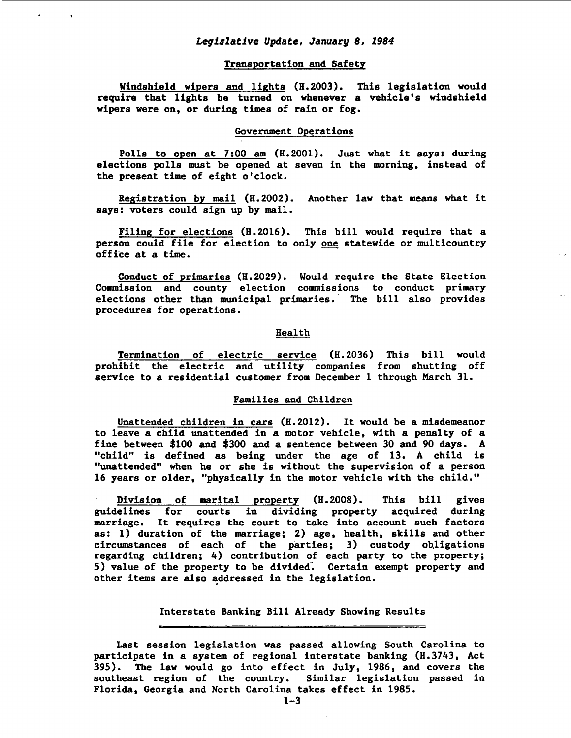*Legislative Update, January 8, 1984*

## Transportation and Safety

Windshield wipers and lights (H.2003). This legislation would require that lights be turned on whenever a vehicle's windshield wipers were on, or during times of rain or fog.

## Government Operations

Polls to open at 7:00 am (H.2001). Just what it says: during elections polls must be opened at seven in the morning, instead of the present time of eight o'clock.

Registration by mail (H.2002). Another law that means what it says: voters could sign up by mail.

Filing for elections (H.2016). This bill would require that a person could file for election to only one statewide or multicountry office at a time.

Conduct of primaries (H.2029). Would require the State Election Commission and county election commissions to conduct primary elections other than municipal primaries. The bill also provides procedures for operations.

## Health

Termination of electric service (H.2036) This bill would prohibit the electric and utility companies from shutting off service to a residential customer from December 1 through March 31.

## Families and Children

Unattended children in cars (H.2012). It would be a misdemeanor to leave a child unattended in a motor vehicle, with a penalty of a fine between $100 and $300 and a sentence between 30 and 90 days. A "child" is defined as being under the age of 13. A child is "unattended" when he or she is without the supervision of a person 16 years or older, "physically in the motor vehicle with the child."

Division of marital property (H.2008). This bill gives guidelines for courts in dividing property acquired during marriage. It requires the court to take into account such factors as: 1) duration of the marriage; 2) age, health, skills and other circumstances of each of the parties; 3) custody obligations regarding children; 4) contribution of each party to the property; 5) value of the property to be divided. Certain exempt property and other items are also addressed in the legislation.

## Interstate Banking Bill Already Showing Results

Last session legislation was passed allowing South Carolina to participate in a system of regional interstate banking (H.3743, Act 395). The law would go into effect in July, 1986, and covers the southeast region of the country. Similar legislation passed in Florida, Georgia and North Carolina takes effect in 1985.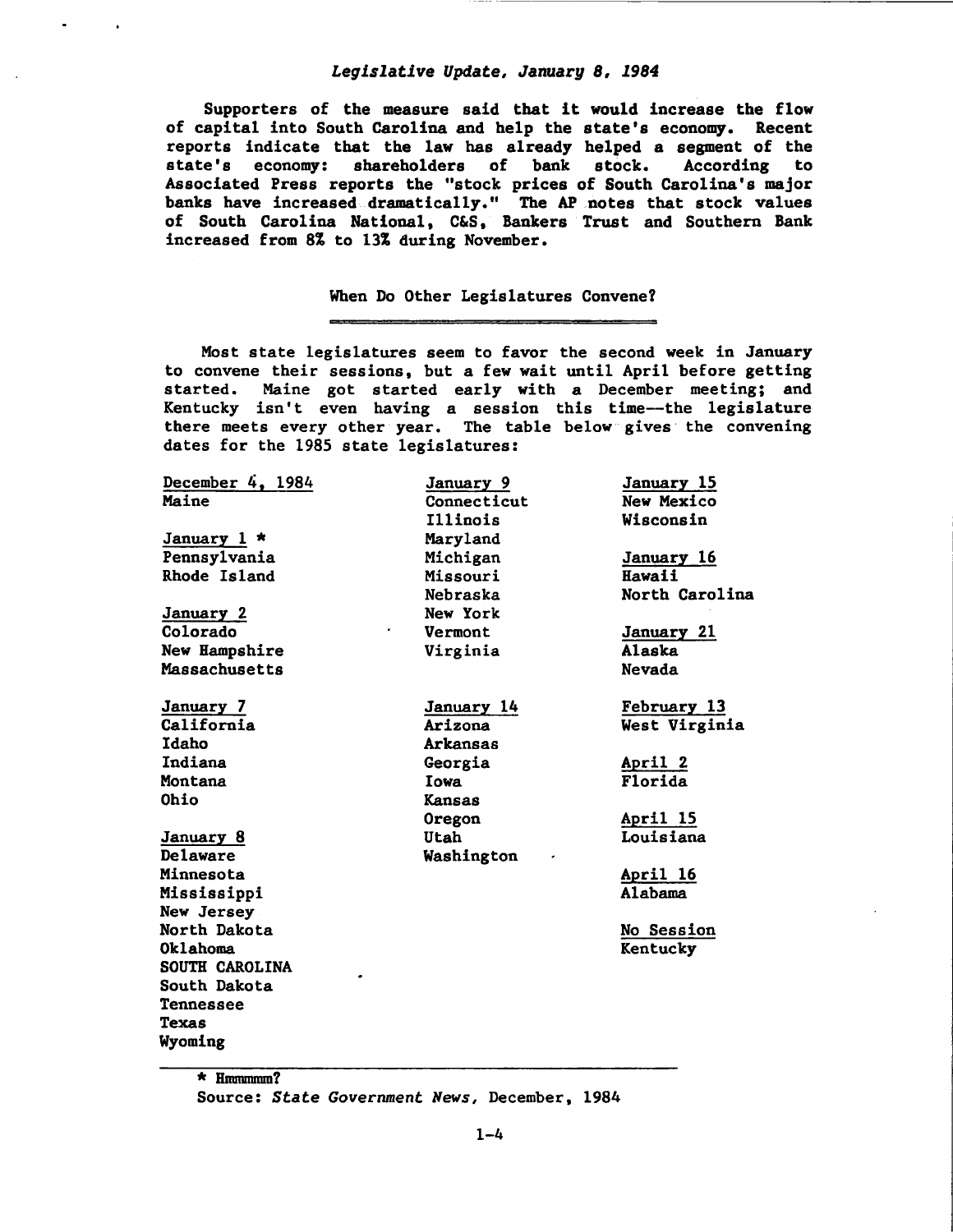*Legislative Update, January 8, 1984*

Supporters of the measure said that it would increase the flow of capital into South Carolina and help the state's economy. Recent reports indicate that the law has already helped a segment of the state's economy: shareholders of bank stock. According to Associated Press reports the "stock prices of South Carolina's major banks have increased dramatically." The AP notes that stock values of South Carolina National, C&S, Bankers Trust and Southern Bank increased from 8% to 13% during November.

## When Do Other Legislatures Convene?

Most state legislatures seem to favor the second week in January to convene their sessions, but a few wait until April before getting started. Maine got started early with a December meeting; and Kentucky isn't even having a session this time--the legislature there meets every other year. The table below gives the convening dates for the 1985 state legislatures:

December 4, 1984
Maine

January 1 *
Pennsylvania
Rhode Island

January 2
Colorado
New Hampshire
Massachusetts

January 7
California
Idaho
Indiana
Montana
Ohio

January 8
Delaware
Minnesota
Mississippi
New Jersey
North Dakota
Oklahoma
SOUTH CAROLINA
South Dakota
Tennessee
Texas
Wyoming

January 9
Connecticut
Illinois
Maryland
Michigan
Missouri
Nebraska
New York
Vermont
Virginia

January 14
Arizona
Arkansas
Georgia
Iowa
Kansas
Oregon
Utah
Washington

January 15
New Mexico
Wisconsin

January 16
Hawaii
North Carolina

January 21
Alaska
Nevada

February 13
West Virginia

April 2
Florida

April 15
Louisiana

April 16
Alabama

No Session
Kentucky

* Hmmmmm?

Source: *State Government News*, December, 1984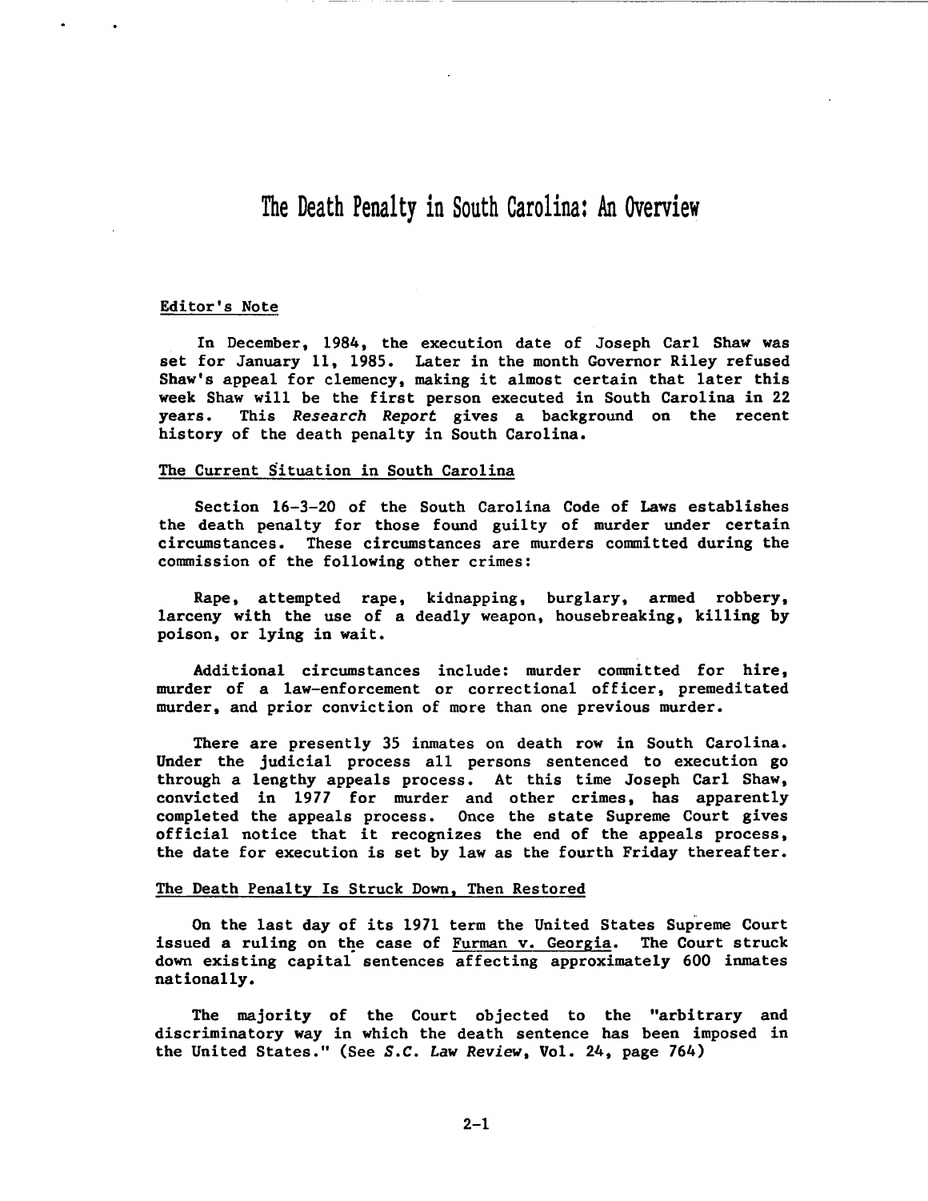# The Death Penalty in South Carolina: An Overview

## Editor's Note

In December, 1984, the execution date of Joseph Carl Shaw was set for January 11, 1985. Later in the month Governor Riley refused Shaw's appeal for clemency, making it almost certain that later this week Shaw will be the first person executed in South Carolina in 22 years. This *Research Report* gives a background on the recent history of the death penalty in South Carolina.

## The Current Situation in South Carolina

Section 16-3-20 of the South Carolina Code of Laws establishes the death penalty for those found guilty of murder under certain circumstances. These circumstances are murders committed during the commission of the following other crimes:

Rape, attempted rape, kidnapping, burglary, armed robbery, larceny with the use of a deadly weapon, housebreaking, killing by poison, or lying in wait.

Additional circumstances include: murder committed for hire, murder of a law-enforcement or correctional officer, premeditated murder, and prior conviction of more than one previous murder.

There are presently 35 inmates on death row in South Carolina. Under the judicial process all persons sentenced to execution go through a lengthy appeals process. At this time Joseph Carl Shaw, convicted in 1977 for murder and other crimes, has apparently completed the appeals process. Once the state Supreme Court gives official notice that it recognizes the end of the appeals process, the date for execution is set by law as the fourth Friday thereafter.

## The Death Penalty Is Struck Down, Then Restored

On the last day of its 1971 term the United States Supreme Court issued a ruling on the case of Furman v. Georgia. The Court struck down existing capital sentences affecting approximately 600 inmates nationally.

The majority of the Court objected to the "arbitrary and discriminatory way in which the death sentence has been imposed in the United States." (See *S.C. Law Review*, Vol. 24, page 764)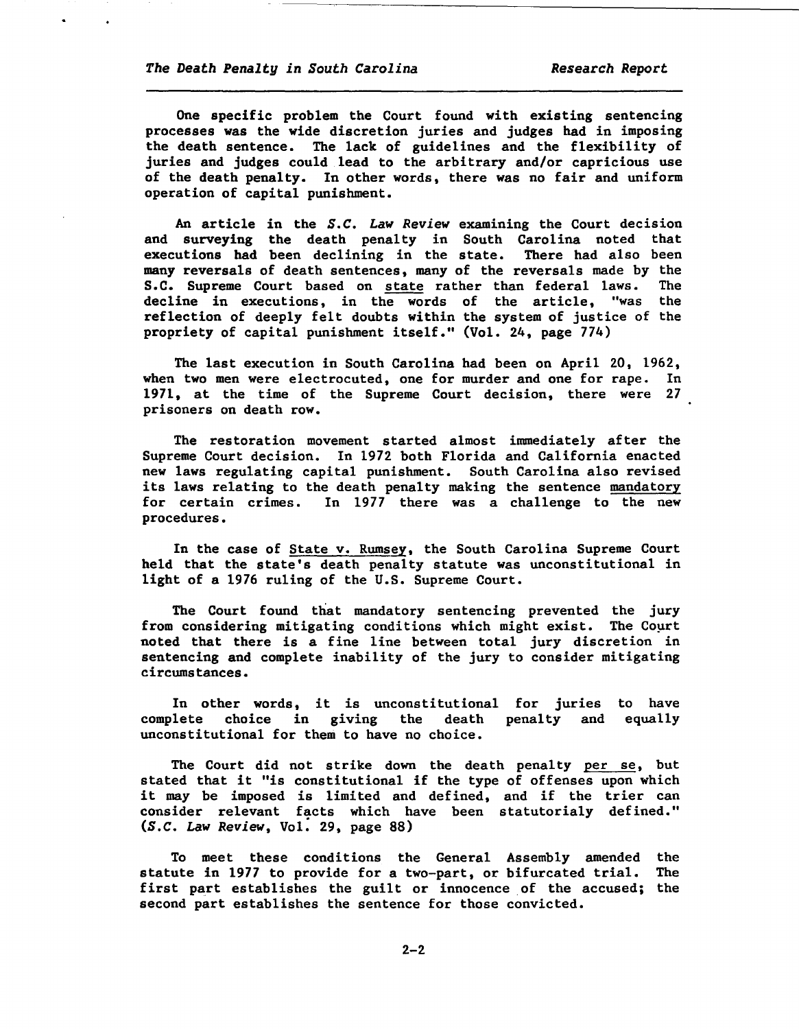One specific problem the Court found with existing sentencing processes was the wide discretion juries and judges had in imposing the death sentence. The lack of guidelines and the flexibility of juries and judges could lead to the arbitrary and/or capricious use of the death penalty. In other words, there was no fair and uniform operation of capital punishment.

An article in the *S.C. Law Review* examining the Court decision and surveying the death penalty in South Carolina noted that executions had been declining in the state. There had also been many reversals of death sentences, many of the reversals made by the S.C. Supreme Court based on state rather than federal laws. The decline in executions, in the words of the article, "was the reflection of deeply felt doubts within the system of justice of the propriety of capital punishment itself." (Vol. 24, page 774)

The last execution in South Carolina had been on April 20, 1962, when two men were electrocuted, one for murder and one for rape. In 1971, at the time of the Supreme Court decision, there were 27 prisoners on death row.

The restoration movement started almost immediately after the Supreme Court decision. In 1972 both Florida and California enacted new laws regulating capital punishment. South Carolina also revised its laws relating to the death penalty making the sentence mandatory for certain crimes. In 1977 there was a challenge to the new procedures.

In the case of State v. Rumsey, the South Carolina Supreme Court held that the state's death penalty statute was unconstitutional in light of a 1976 ruling of the U.S. Supreme Court.

The Court found that mandatory sentencing prevented the jury from considering mitigating conditions which might exist. The Court noted that there is a fine line between total jury discretion in sentencing and complete inability of the jury to consider mitigating circumstances.

In other words, it is unconstitutional for juries to have complete choice in giving the death penalty and equally unconstitutional for them to have no choice.

The Court did not strike down the death penalty per se, but stated that it "is constitutional if the type of offenses upon which it may be imposed is limited and defined, and if the trier can consider relevant facts which have been statutorialy defined." (*S.C. Law Review*, Vol. 29, page 88)

To meet these conditions the General Assembly amended the statute in 1977 to provide for a two-part, or bifurcated trial. The first part establishes the guilt or innocence of the accused; the second part establishes the sentence for those convicted.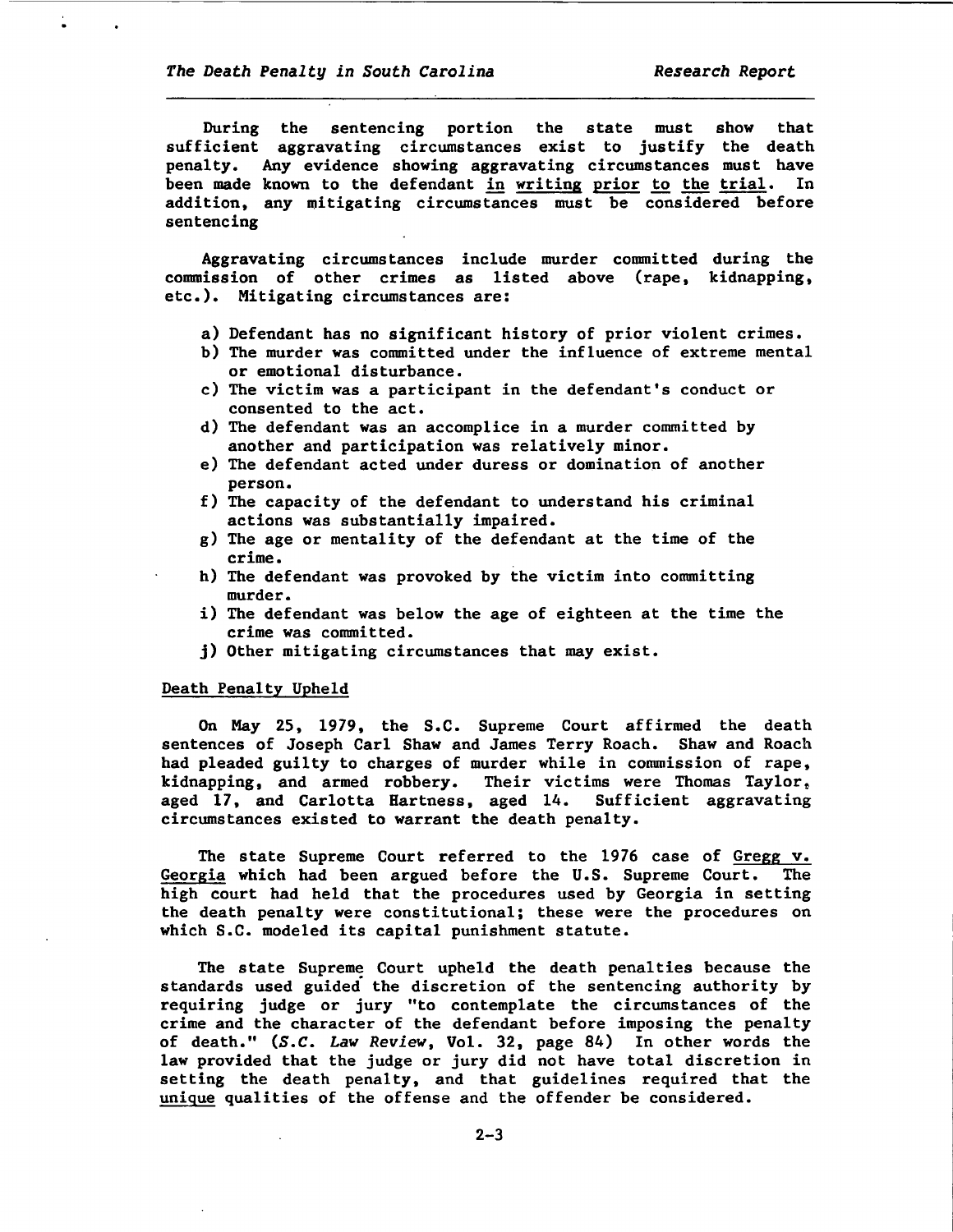During the sentencing portion the state must show that sufficient aggravating circumstances exist to justify the death penalty. Any evidence showing aggravating circumstances must have been made known to the defendant <u>in writing prior to the trial</u>. In addition, any mitigating circumstances must be considered before sentencing

Aggravating circumstances include murder committed during the commission of other crimes as listed above (rape, kidnapping, etc.). Mitigating circumstances are:

a) Defendant has no significant history of prior violent crimes.
b) The murder was committed under the influence of extreme mental or emotional disturbance.
c) The victim was a participant in the defendant's conduct or consented to the act.
d) The defendant was an accomplice in a murder committed by another and participation was relatively minor.
e) The defendant acted under duress or domination of another person.
f) The capacity of the defendant to understand his criminal actions was substantially impaired.
g) The age or mentality of the defendant at the time of the crime.
h) The defendant was provoked by the victim into committing murder.
i) The defendant was below the age of eighteen at the time the crime was commited.
j) Other mitigating circumstances that may exist.

<u>Death Penalty Upheld</u>

On May 25, 1979, the S.C. Supreme Court affirmed the death sentences of Joseph Carl Shaw and James Terry Roach. Shaw and Roach had pleaded guilty to charges of murder while in commission of rape, kidnapping, and armed robbery. Their victims were Thomas Taylor, aged 17, and Carlotta Hartness, aged 14. Sufficient aggravating circumstances existed to warrant the death penalty.

The state Supreme Court referred to the 1976 case of <u>Gregg v. Georgia</u> which had been argued before the U.S. Supreme Court. The high court had held that the procedures used by Georgia in setting the death penalty were constitutional; these were the procedures on which S.C. modeled its capital punishment statute.

The state Supreme Court upheld the death penalties because the standards used guided the discretion of the sentencing authority by requiring judge or jury "to contemplate the circumstances of the crime and the character of the defendant before imposing the penalty of death." (*S.C. Law Review*, Vol. 32, page 84) In other words the law provided that the judge or jury did not have total discretion in setting the death penalty, and that guidelines required that the <u>unique</u> qualities of the offense and the offender be considered.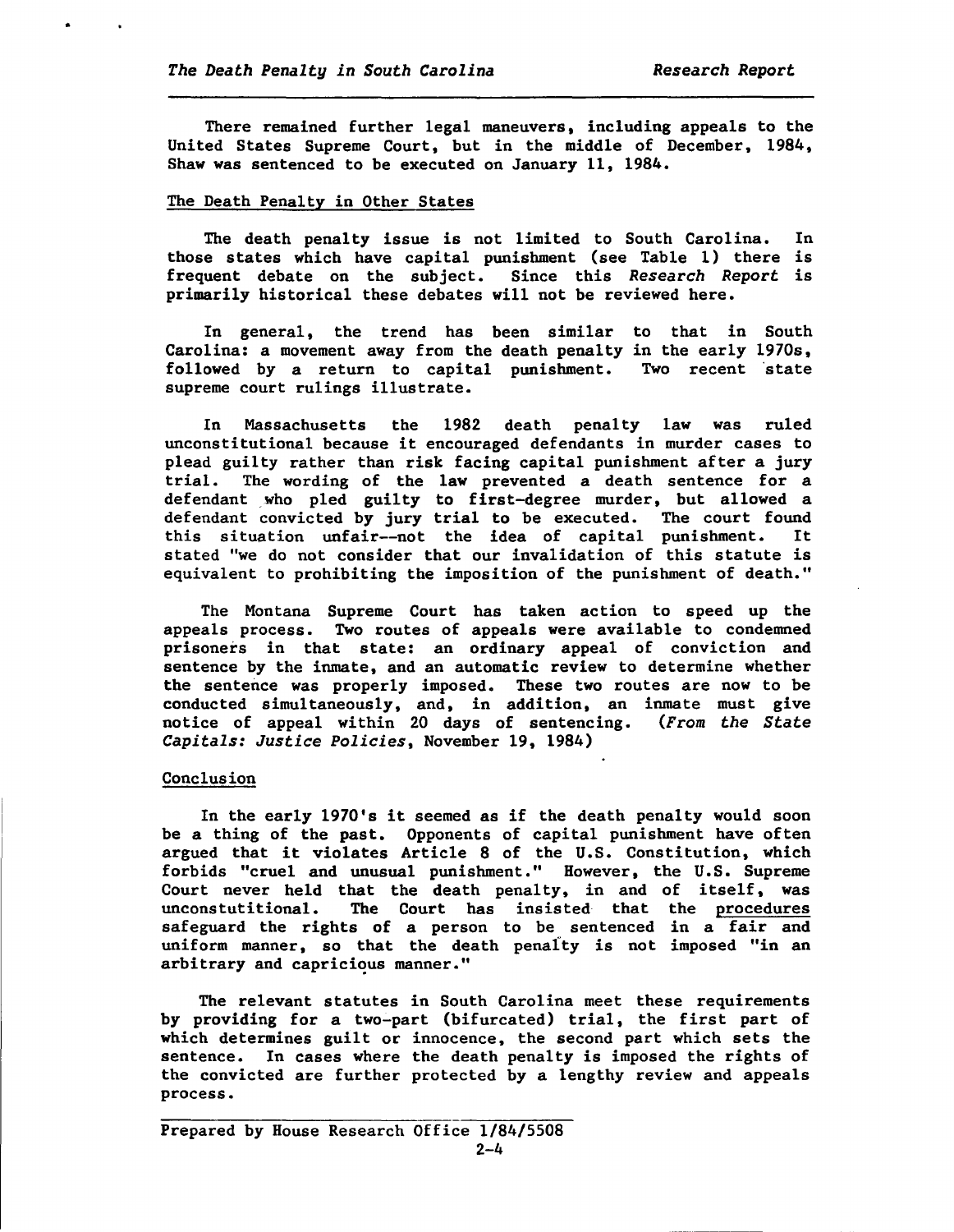There remained further legal maneuvers, including appeals to the United States Supreme Court, but in the middle of December, 1984, Shaw was sentenced to be executed on January 11, 1984.

## The Death Penalty in Other States

The death penalty issue is not limited to South Carolina. In those states which have capital punishment (see Table 1) there is frequent debate on the subject. Since this *Research Report* is primarily historical these debates will not be reviewed here.

In general, the trend has been similar to that in South Carolina: a movement away from the death penalty in the early 1970s, followed by a return to capital punishment. Two recent state supreme court rulings illustrate.

In Massachusetts the 1982 death penalty law was ruled unconstitutional because it encouraged defendants in murder cases to plead guilty rather than risk facing capital punishment after a jury trial. The wording of the law prevented a death sentence for a defendant who pled guilty to first-degree murder, but allowed a defendant convicted by jury trial to be executed. The court found this situation unfair--not the idea of capital punishment. It stated "we do not consider that our invalidation of this statute is equivalent to prohibiting the imposition of the punishment of death."

The Montana Supreme Court has taken action to speed up the appeals process. Two routes of appeals were available to condemned prisoners in that state: an ordinary appeal of conviction and sentence by the inmate, and an automatic review to determine whether the sentence was properly imposed. These two routes are now to be conducted simultaneously, and, in addition, an inmate must give notice of appeal within 20 days of sentencing. (*From the State Capitals: Justice Policies*, November 19, 1984)

## Conclusion

In the early 1970's it seemed as if the death penalty would soon be a thing of the past. Opponents of capital punishment have often argued that it violates Article 8 of the U.S. Constitution, which forbids "cruel and unusual punishment." However, the U.S. Supreme Court never held that the death penalty, in and of itself, was unconstututional. The Court has insisted that the procedures safeguard the rights of a person to be sentenced in a fair and uniform manner, so that the death penalty is not imposed "in an arbitrary and capricious manner."

The relevant statutes in South Carolina meet these requirements by providing for a two-part (bifurcated) trial, the first part of which determines guilt or innocence, the second part which sets the sentence. In cases where the death penalty is imposed the rights of the convicted are further protected by a lengthy review and appeals process.

Prepared by House Research Office 1/84/5508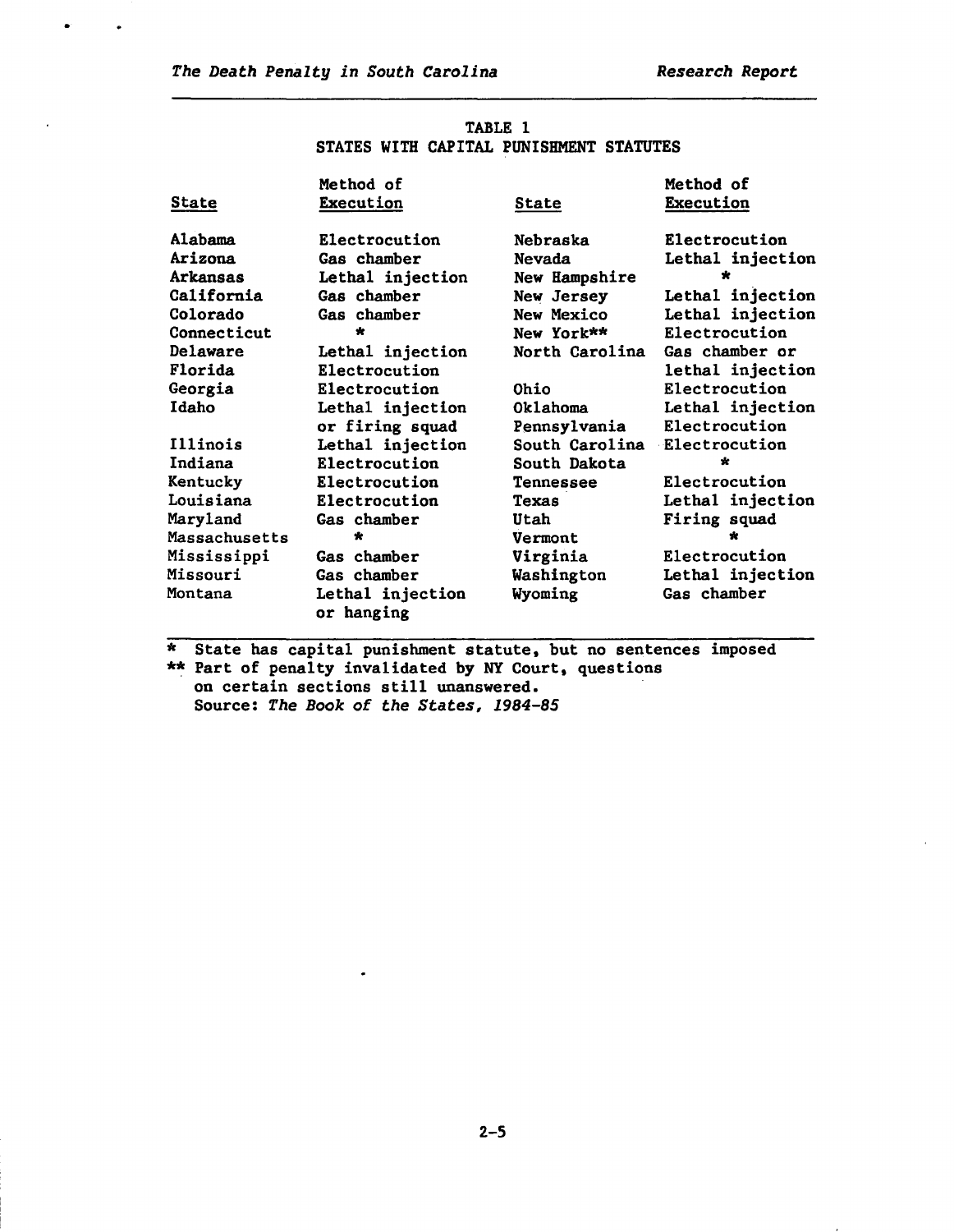TABLE 1
STATES WITH CAPITAL PUNISHMENT STATUTES

| State | Method of Execution | State | Method of Execution |
|---|---|---|---|
| Alabama | Electrocution | Nebraska | Electrocution |
| Arizona | Gas chamber | Nevada | Lethal injection |
| Arkansas | Lethal injection | New Hampshire | * |
| California | Gas chamber | New Jersey | Lethal injection |
| Colorado | Gas chamber | New Mexico | Lethal injection |
| Connecticut | * | New York** | Electrocution |
| Delaware | Lethal injection | North Carolina | Gas chamber or lethal injection |
| Florida | Electrocution | Ohio | Electrocution |
| Georgia | Electrocution | Oklahoma | Lethal injection |
| Idaho | Lethal injection or firing squad | Pennsylvania | Electrocution |
| Illinois | Lethal injection | South Carolina | Electrocution |
| Indiana | Electrocution | South Dakota | * |
| Kentucky | Electrocution | Tennessee | Electrocution |
| Louisiana | Electrocution | Texas | Lethal injection |
| Maryland | Gas chamber | Utah | Firing squad |
| Massachusetts | * | Vermont | * |
| Mississippi | Gas chamber | Virginia | Electrocution |
| Missouri | Gas chamber | Washington | Lethal injection |
| Montana | Lethal injection or hanging | Wyoming | Gas chamber |

\* State has capital punishment statute, but no sentences imposed

** Part of penalty invalidated by NY Court, questions on certain sections still unanswered.

Source: *The Book of the States, 1984-85*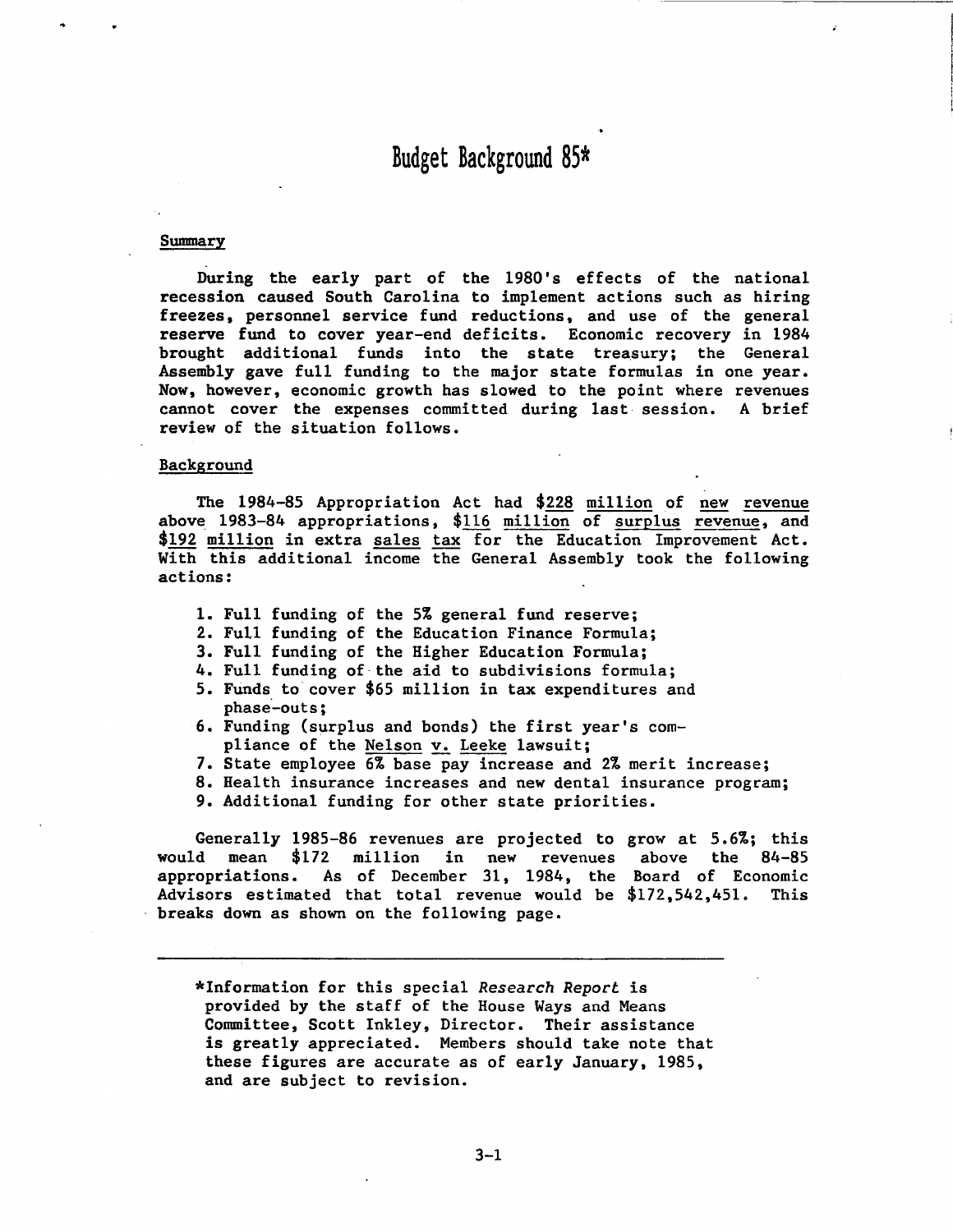# Budget Background 85*

Summary

During the early part of the 1980's effects of the national recession caused South Carolina to implement actions such as hiring freezes, personnel service fund reductions, and use of the general reserve fund to cover year-end deficits. Economic recovery in 1984 brought additional funds into the state treasury; the General Assembly gave full funding to the major state formulas in one year. Now, however, economic growth has slowed to the point where revenues cannot cover the expenses committed during last session. A brief review of the situation follows.

Background

The 1984-85 Appropriation Act had $228 million of new revenue above 1983-84 appropriations, $116 million of surplus revenue, and $192 million in extra sales tax for the Education Improvement Act. With this additional income the General Assembly took the following actions:

1. Full funding of the 5% general fund reserve;
2. Full funding of the Education Finance Formula;
3. Full funding of the Higher Education Formula;
4. Full funding of the aid to subdivisions formula;
5. Funds to cover $65 million in tax expenditures and phase-outs;
6. Funding (surplus and bonds) the first year's compliance of the Nelson v. Leeke lawsuit;
7. State employee 6% base pay increase and 2% merit increase;
8. Health insurance increases and new dental insurance program;
9. Additional funding for other state priorities.

Generally 1985-86 revenues are projected to grow at 5.6%; this would mean $172 million in new revenues above the 84-85 appropriations. As of December 31, 1984, the Board of Economic Advisors estimated that total revenue would be $172,542,451. This breaks down as shown on the following page.

---

*Information for this special *Research Report* is provided by the staff of the House Ways and Means Committee, Scott Inkley, Director. Their assistance is greatly appreciated. Members should take note that these figures are accurate as of early January, 1985, and are subject to revision.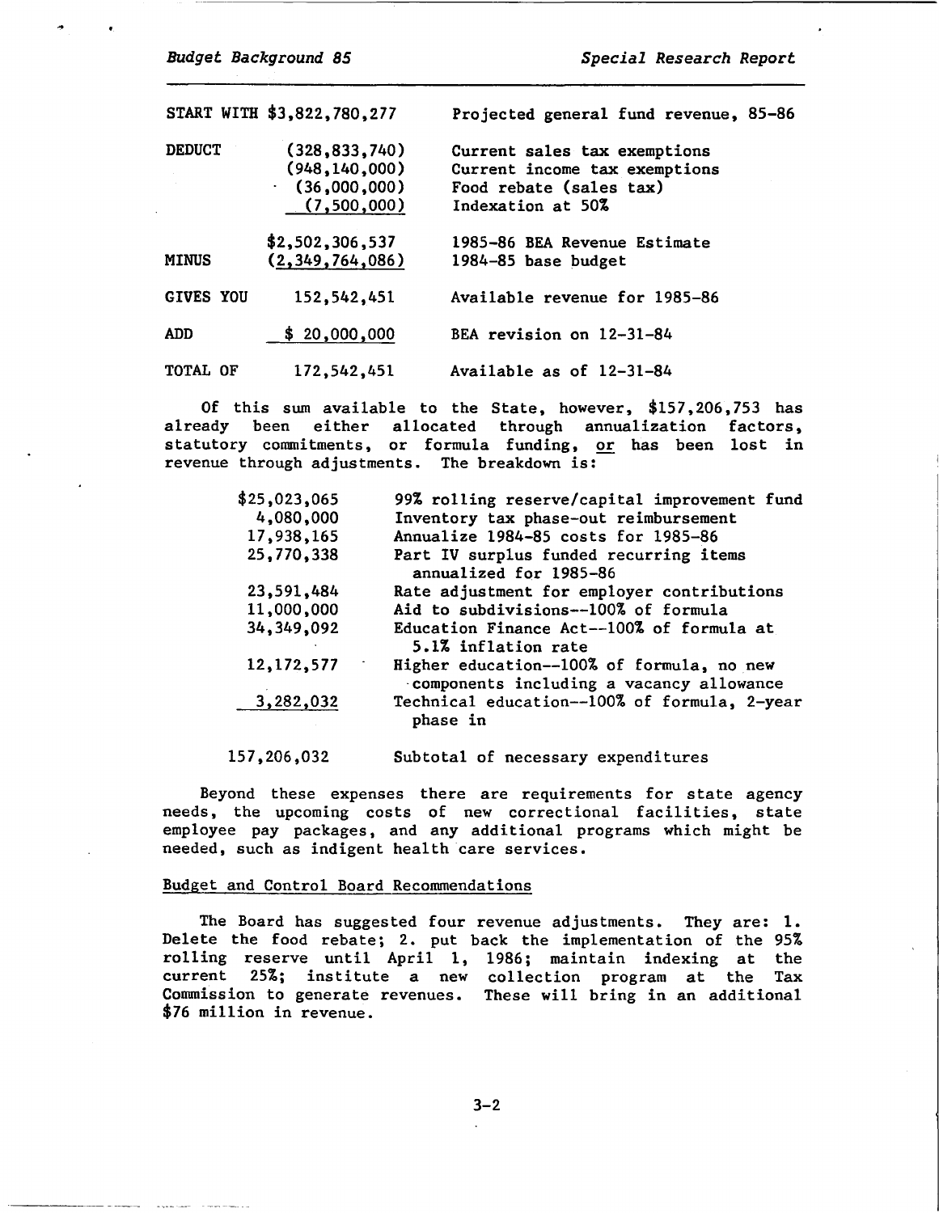| | | |
|---|---|---|
| START WITH | $3,822,780,277 | Projected general fund revenue, 85-86 |
| DEDUCT | (328,833,740) | Current sales tax exemptions |
| | (948,140,000) | Current income tax exemptions |
| | (36,000,000) | Food rebate (sales tax) |
| | (7,500,000) | Indexation at 50% |
| | $2,502,306,537 | 1985-86 BEA Revenue Estimate |
| MINUS | (2,349,764,086) | 1984-85 base budget |
| GIVES YOU | 152,542,451 | Available revenue for 1985-86 |
| ADD | $ 20,000,000 | BEA revision on 12-31-84 |
| TOTAL OF | 172,542,451 | Available as of 12-31-84 |

Of this sum available to the State, however, $157,206,753 has already been either allocated through annualization factors, statutory commitments, or formula funding, <u>or</u> has been lost in revenue through adjustments. The breakdown is:

| | |
|---|---|
| $25,023,065 | 99% rolling reserve/capital improvement fund |
| 4,080,000 | Inventory tax phase-out reimbursement |
| 17,938,165 | Annualize 1984-85 costs for 1985-86 |
| 25,770,338 | Part IV surplus funded recurring items annualized for 1985-86 |
| 23,591,484 | Rate adjustment for employer contributions |
| 11,000,000 | Aid to subdivisions--100% of formula |
| 34,349,092 | Education Finance Act--100% of formula at 5.1% inflation rate |
| 12,172,577 | Higher education--100% of formula, no new components including a vacancy allowance |
| 3,282,032 | Technical education--100% of formula, 2-year phase in |
| 157,206,032 | Subtotal of necessary expenditures |

Beyond these expenses there are requirements for state agency needs, the upcoming costs of new correctional facilities, state employee pay packages, and any additional programs which might be needed, such as indigent health care services.

## Budget and Control Board Recommendations

The Board has suggested four revenue adjustments. They are: 1. Delete the food rebate; 2. put back the implementation of the 95% rolling reserve until April 1, 1986; maintain indexing at the current 25%; institute a new collection program at the Tax Commission to generate revenues. These will bring in an additional $76 million in revenue.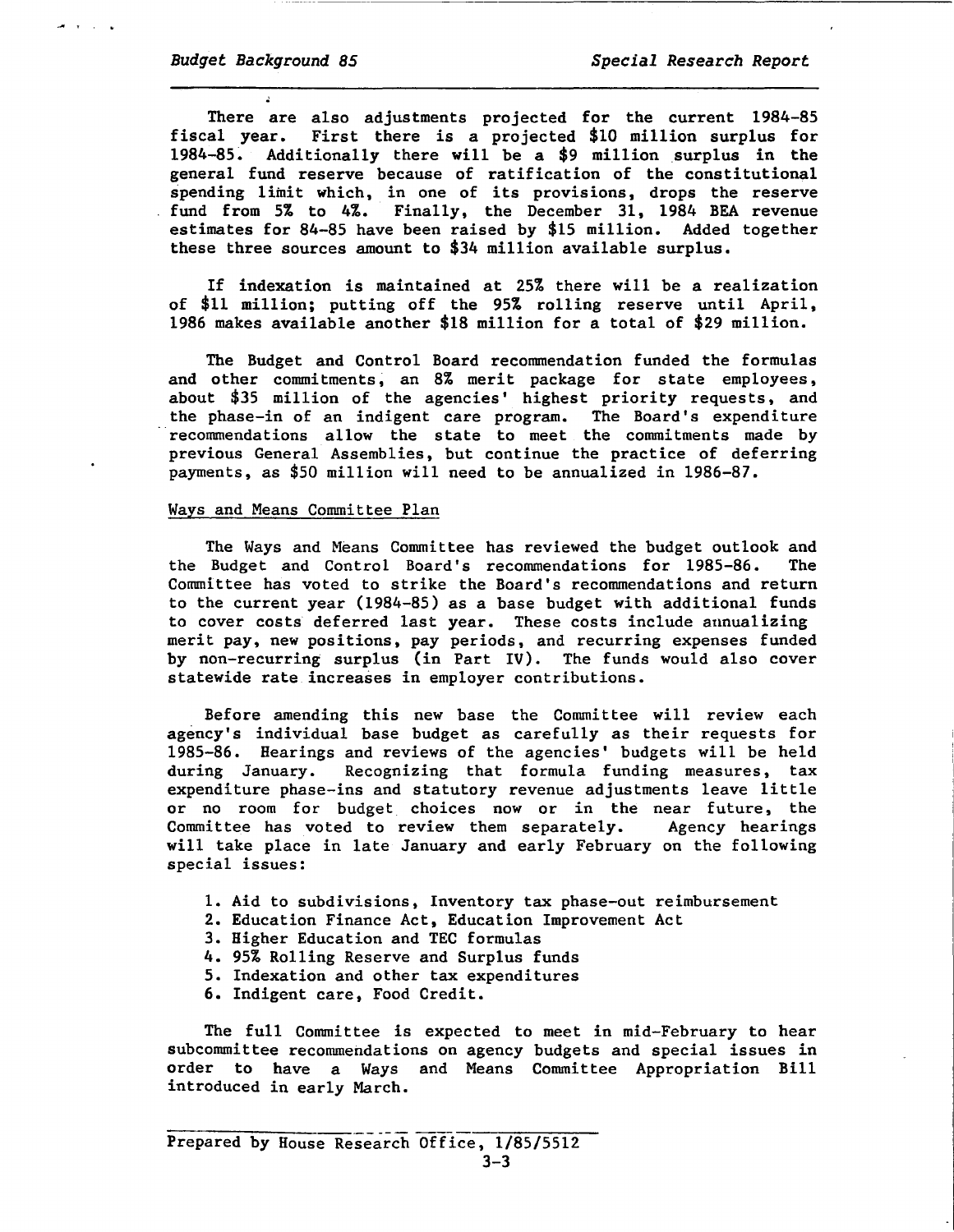There are also adjustments projected for the current 1984-85 fiscal year. First there is a projected $10 million surplus for 1984-85. Additionally there will be a $9 million surplus in the general fund reserve because of ratification of the constitutional spending limit which, in one of its provisions, drops the reserve fund from 5% to 4%. Finally, the December 31, 1984 BEA revenue estimates for 84-85 have been raised by $15 million. Added together these three sources amount to $34 million available surplus.

If indexation is maintained at 25% there will be a realization of $11 million; putting off the 95% rolling reserve until April, 1986 makes available another $18 million for a total of $29 million.

The Budget and Control Board recommendation funded the formulas and other commitments, an 8% merit package for state employees, about $35 million of the agencies' highest priority requests, and the phase-in of an indigent care program. The Board's expenditure recommendations allow the state to meet the commitments made by previous General Assemblies, but continue the practice of deferring payments, as $50 million will need to be annualized in 1986-87.

## Ways and Means Committee Plan

The Ways and Means Committee has reviewed the budget outlook and the Budget and Control Board's recommendations for 1985-86. The Committee has voted to strike the Board's recommendations and return to the current year (1984-85) as a base budget with additional funds to cover costs deferred last year. These costs include annualizing merit pay, new positions, pay periods, and recurring expenses funded by non-recurring surplus (in Part IV). The funds would also cover statewide rate increases in employer contributions.

Before amending this new base the Committee will review each agency's individual base budget as carefully as their requests for 1985-86. Hearings and reviews of the agencies' budgets will be held during January. Recognizing that formula funding measures, tax expenditure phase-ins and statutory revenue adjustments leave little or no room for budget choices now or in the near future, the Committee has voted to review them separately. Agency hearings will take place in late January and early February on the following special issues:

1. Aid to subdivisions, Inventory tax phase-out reimbursement
2. Education Finance Act, Education Improvement Act
3. Higher Education and TEC formulas
4. 95% Rolling Reserve and Surplus funds
5. Indexation and other tax expenditures
6. Indigent care, Food Credit.

The full Committee is expected to meet in mid-February to hear subcommittee recommendations on agency budgets and special issues in order to have a Ways and Means Committee Appropriation Bill introduced in early March.

Prepared by House Research Office, 1/85/5512